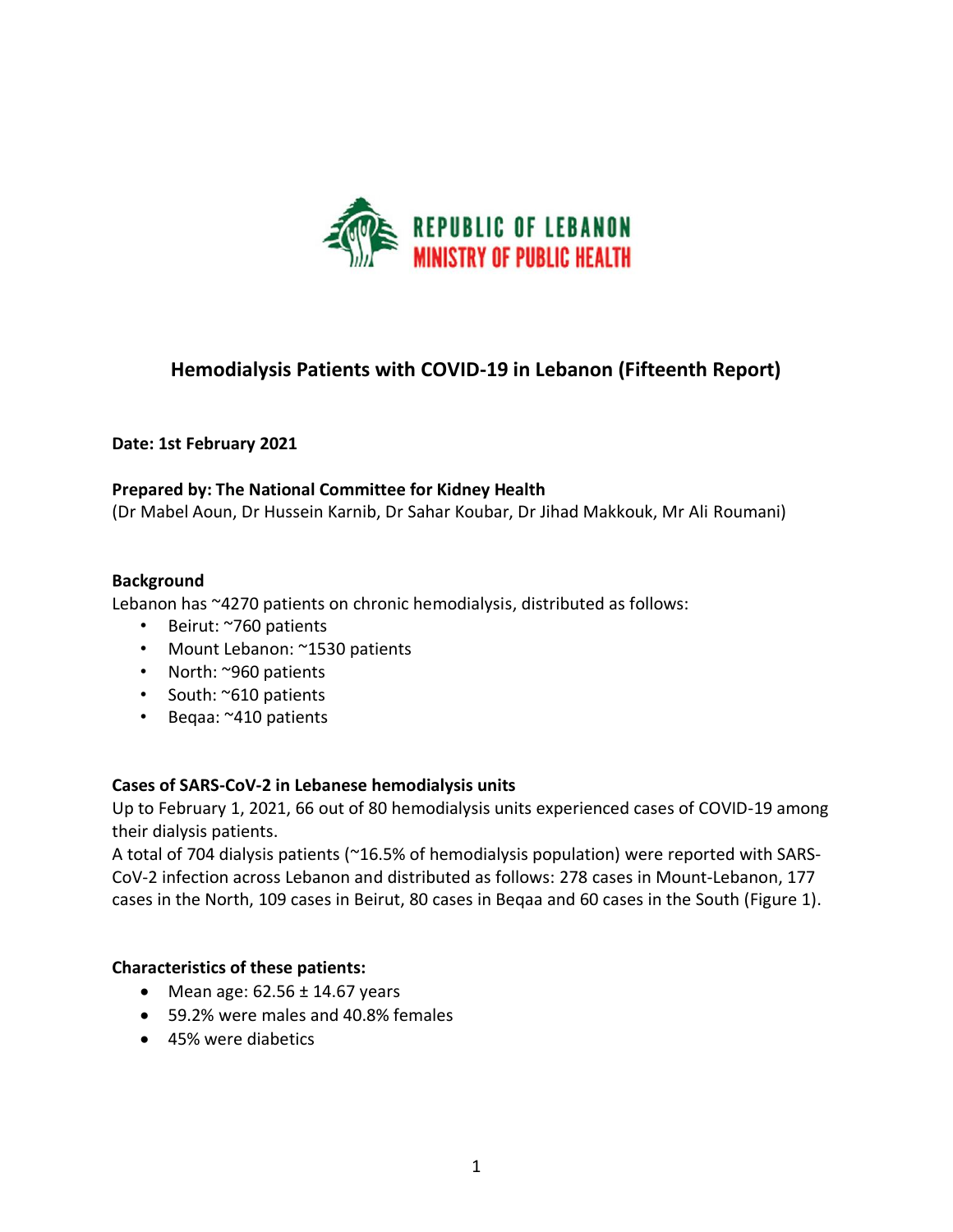REPUBLIC OF LEBANON
MINISTRY OF PUBLIC HEALTH

# Hemodialysis Patients with COVID-19 in Lebanon (Fifteenth Report)

**Date: 1st February 2021**

**Prepared by: The National Committee for Kidney Health**
(Dr Mabel Aoun, Dr Hussein Karnib, Dr Sahar Koubar, Dr Jihad Makkouk, Mr Ali Roumani)

**Background**

Lebanon has ~4270 patients on chronic hemodialysis, distributed as follows:

- Beirut: ~760 patients
- Mount Lebanon: ~1530 patients
- North: ~960 patients
- South: ~610 patients
- Beqaa: ~410 patients

**Cases of SARS-CoV-2 in Lebanese hemodialysis units**

Up to February 1, 2021, 66 out of 80 hemodialysis units experienced cases of COVID-19 among their dialysis patients.

A total of 704 dialysis patients (~16.5% of hemodialysis population) were reported with SARS-CoV-2 infection across Lebanon and distributed as follows: 278 cases in Mount-Lebanon, 177 cases in the North, 109 cases in Beirut, 80 cases in Beqaa and 60 cases in the South (Figure 1).

**Characteristics of these patients:**

- Mean age: 62.56 ± 14.67 years
- 59.2% were males and 40.8% females
- 45% were diabetics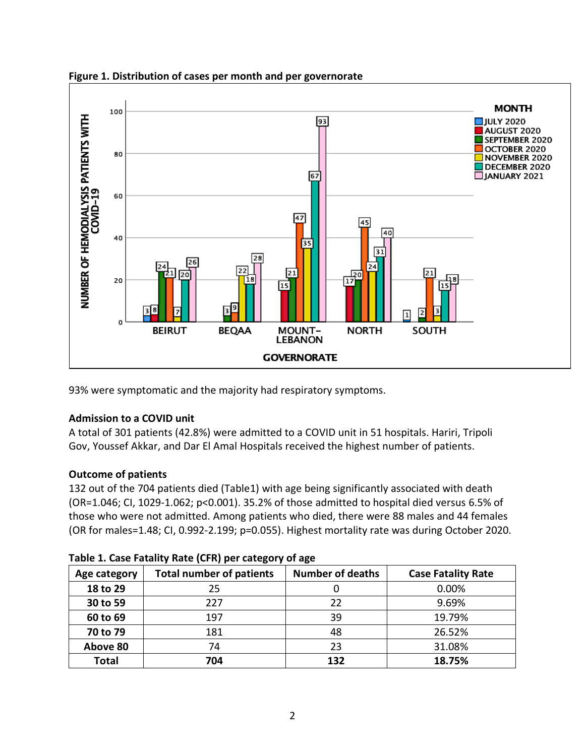**Figure 1. Distribution of cases per month and per governorate**

NUMBER OF HEMODIALYSIS PATIENTS WITH COVID-19

100
80
60
40
20
0

MONTH
JULY 2020
AUGUST 2020
SEPTEMBER 2020
OCTOBER 2020
NOVEMBER 2020
DECEMBER 2020
JANUARY 2021

BEIRUT: 3, 8, 24, 21, 7, 20, 26
BEQAA: 3, 9, 22, 18, 28
MOUNT-LEBANON: 15, 21, 47, 35, 67, 93
NORTH: 17, 20, 45, 24, 31, 40
SOUTH: 1, 2, 21, 3, 15, 18

GOVERNORATE

93% were symptomatic and the majority had respiratory symptoms.

### Admission to a COVID unit

A total of 301 patients (42.8%) were admitted to a COVID unit in 51 hospitals. Hariri, Tripoli Gov, Youssef Akkar, and Dar El Amal Hospitals received the highest number of patients.

### Outcome of patients

132 out of the 704 patients died (Table1) with age being significantly associated with death (OR=1.046; CI, 1029-1.062; p<0.001). 35.2% of those admitted to hospital died versus 6.5% of those who were not admitted. Among patients who died, there were 88 males and 44 females (OR for males=1.48; CI, 0.992-2.199; p=0.055). Highest mortality rate was during October 2020.

**Table 1. Case Fatality Rate (CFR) per category of age**

| Age category | Total number of patients | Number of deaths | Case Fatality Rate |
|---|---|---|---|
| **18 to 29** | 25 | 0 | 0.00% |
| **30 to 59** | 227 | 22 | 9.69% |
| **60 to 69** | 197 | 39 | 19.79% |
| **70 to 79** | 181 | 48 | 26.52% |
| **Above 80** | 74 | 23 | 31.08% |
| **Total** | **704** | **132** | **18.75%** |